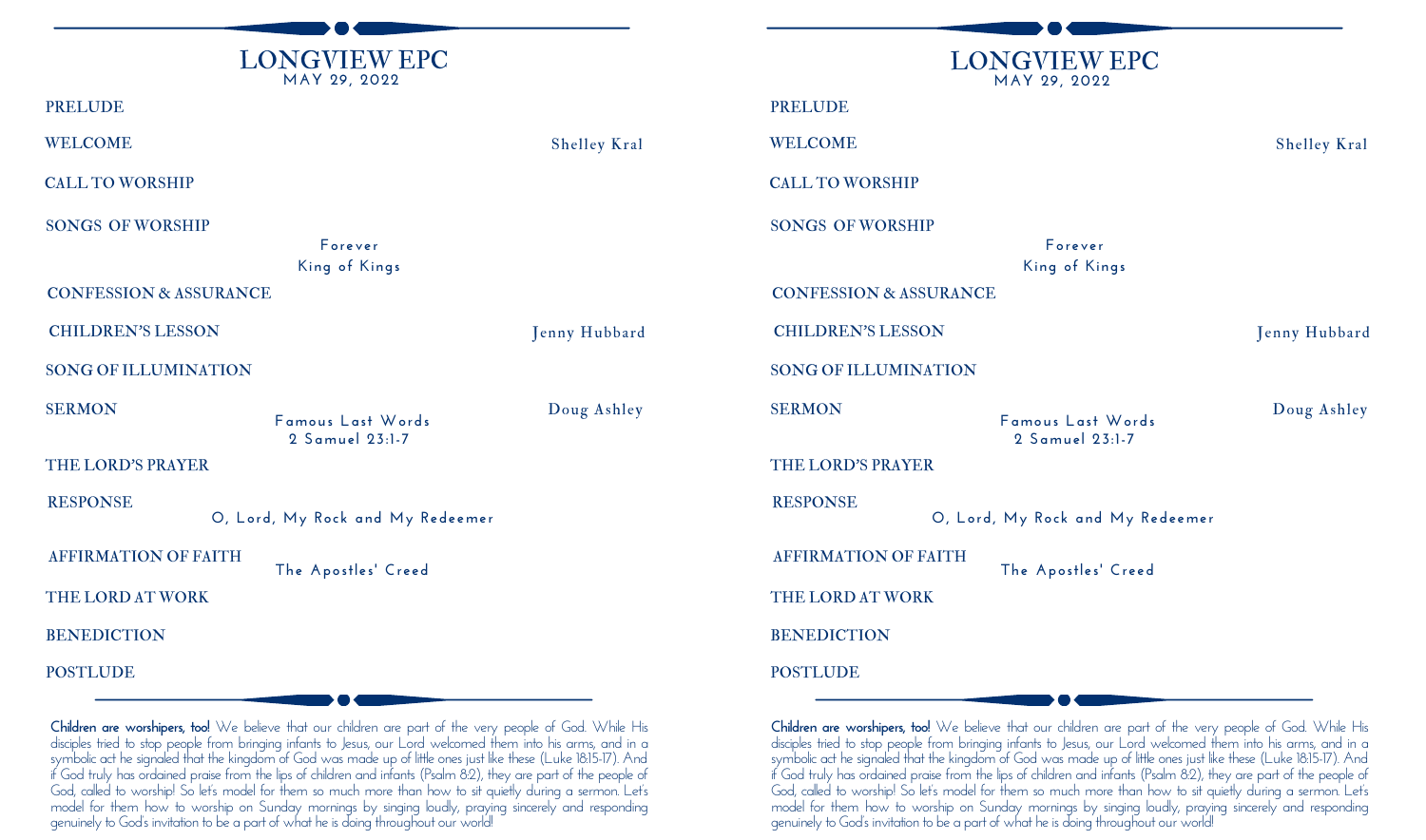# LONGVIEW EPC

MAY 29, 2022

PRELUDE

WELCOME — Shelley Kral

CALL TO WORSHIP

SONGS OF WORSHIP

Forever

King of Kings

CONFESSION & ASSURANCE

CHILDREN'S LESSON — Jenny Hubbard

SONG OF ILLUMINATION

SERMON — Doug Ashley

Famous Last Words

2 Samuel 23:1-7

THE LORD'S PRAYER

RESPONSE

O, Lord, My Rock and My Redeemer

AFFIRMATION OF FAITH

The Apostles' Creed

THE LORD AT WORK

BENEDICTION

POSTLUDE

**Children are worshipers, too!** We believe that our children are part of the very people of God. While His disciples tried to stop people from bringing infants to Jesus, our Lord welcomed them into his arms, and in a symbolic act he signaled that the kingdom of God was made up of little ones just like these (Luke 18:15-17). And if God truly has ordained praise from the lips of children and infants (Psalm 8:2), they are part of the people of God, called to worship! So let's model for them so much more than how to sit quietly during a sermon. Let's model for them how to worship on Sunday mornings by singing loudly, praying sincerely and responding genuinely to God's invitation to be a part of what he is doing throughout our world!

# LONGVIEW EPC

MAY 29, 2022

PRELUDE

WELCOME — Shelley Kral

CALL TO WORSHIP

SONGS OF WORSHIP

Forever

King of Kings

CONFESSION & ASSURANCE

CHILDREN'S LESSON — Jenny Hubbard

SONG OF ILLUMINATION

SERMON — Doug Ashley

Famous Last Words

2 Samuel 23:1-7

THE LORD'S PRAYER

RESPONSE

O, Lord, My Rock and My Redeemer

AFFIRMATION OF FAITH

The Apostles' Creed

THE LORD AT WORK

BENEDICTION

POSTLUDE

**Children are worshipers, too!** We believe that our children are part of the very people of God. While His disciples tried to stop people from bringing infants to Jesus, our Lord welcomed them into his arms, and in a symbolic act he signaled that the kingdom of God was made up of little ones just like these (Luke 18:15-17). And if God truly has ordained praise from the lips of children and infants (Psalm 8:2), they are part of the people of God, called to worship! So let's model for them so much more than how to sit quietly during a sermon. Let's model for them how to worship on Sunday mornings by singing loudly, praying sincerely and responding genuinely to God's invitation to be a part of what he is doing throughout our world!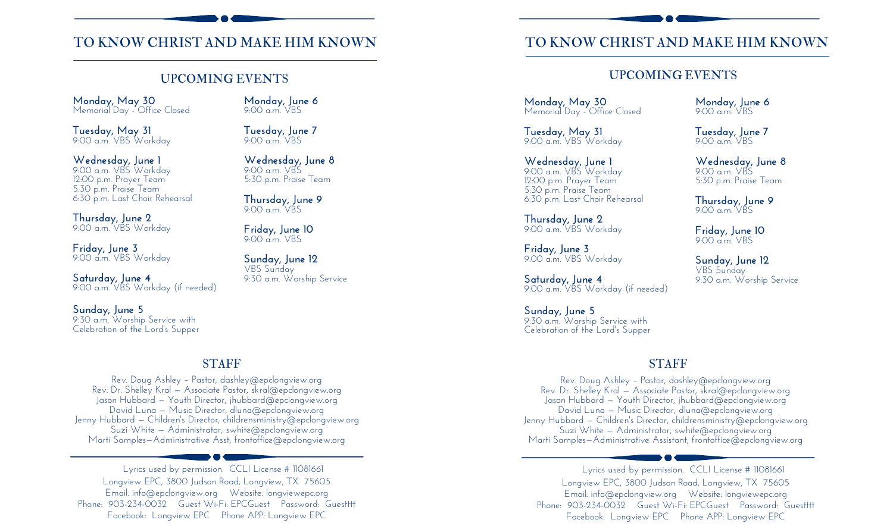## TO KNOW CHRIST AND MAKE HIM KNOWN

### UPCOMING EVENTS

**Monday, May 30**
Memorial Day - Office Closed

**Tuesday, May 31**
9:00 a.m. VBS Workday

**Wednesday, June 1**
9:00 a.m. VBS Workday
12:00 p.m. Prayer Team
5:30 p.m. Praise Team
6:30 p.m. Last Choir Rehearsal

**Thursday, June 2**
9:00 a.m. VBS Workday

**Friday, June 3**
9:00 a.m. VBS Workday

**Saturday, June 4**
9:00 a.m. VBS Workday (if needed)

**Sunday, June 5**
9:30 a.m. Worship Service with
Celebration of the Lord's Supper

**Monday, June 6**
9:00 a.m. VBS

**Tuesday, June 7**
9:00 a.m. VBS

**Wednesday, June 8**
9:00 a.m. VBS
5:30 p.m. Praise Team

**Thursday, June 9**
9:00 a.m. VBS

**Friday, June 10**
9:00 a.m. VBS

**Sunday, June 12**
VBS Sunday
9:30 a.m. Worship Service

### STAFF

Rev. Doug Ashley – Pastor, dashley@epclongview.org
Rev. Dr. Shelley Kral — Associate Pastor, skral@epclongview.org
Jason Hubbard — Youth Director, jhubbard@epclongview.org
David Luna — Music Director, dluna@epclongview.org
Jenny Hubbard — Children's Director, childrensministry@epclongview.org
Suzi White — Administrator, swhite@epclongview.org
Marti Samples—Administrative Asst, frontoffice@epclongview.org

Lyrics used by permission. CCLI License # 11081661
Longview EPC, 3800 Judson Road, Longview, TX 75605
Email: info@epclongview.org Website: longviewepc.org
Phone: 903-234-0032 Guest Wi-Fi: EPCGuest Password: Guest###
Facebook: Longview EPC Phone APP: Longview EPC

## TO KNOW CHRIST AND MAKE HIM KNOWN

### UPCOMING EVENTS

**Monday, May 30**
Memorial Day - Office Closed

**Tuesday, May 31**
9:00 a.m. VBS Workday

**Wednesday, June 1**
9:00 a.m. VBS Workday
12:00 p.m. Prayer Team
5:30 p.m. Praise Team
6:30 p.m. Last Choir Rehearsal

**Thursday, June 2**
9:00 a.m. VBS Workday

**Friday, June 3**
9:00 a.m. VBS Workday

**Saturday, June 4**
9:00 a.m. VBS Workday (if needed)

**Sunday, June 5**
9:30 a.m. Worship Service with
Celebration of the Lord's Supper

**Monday, June 6**
9:00 a.m. VBS

**Tuesday, June 7**
9:00 a.m. VBS

**Wednesday, June 8**
9:00 a.m. VBS
5:30 p.m. Praise Team

**Thursday, June 9**
9:00 a.m. VBS

**Friday, June 10**
9:00 a.m. VBS

**Sunday, June 12**
VBS Sunday
9:30 a.m. Worship Service

### STAFF

Rev. Doug Ashley – Pastor, dashley@epclongview.org
Rev. Dr. Shelley Kral — Associate Pastor, skral@epclongview.org
Jason Hubbard — Youth Director, jhubbard@epclongview.org
David Luna — Music Director, dluna@epclongview.org
Jenny Hubbard — Children's Director, childrensministry@epclongview.org
Suzi White — Administrator, swhite@epclongview.org
Marti Samples—Administrative Assistant, frontoffice@epclongview.org

Lyrics used by permission. CCLI License # 11081661
Longview EPC, 3800 Judson Road, Longview, TX 75605
Email: info@epclongview.org Website: longviewepc.org
Phone: 903-234-0032 Guest Wi-Fi: EPCGuest Password: Guest###
Facebook: Longview EPC Phone APP: Longview EPC